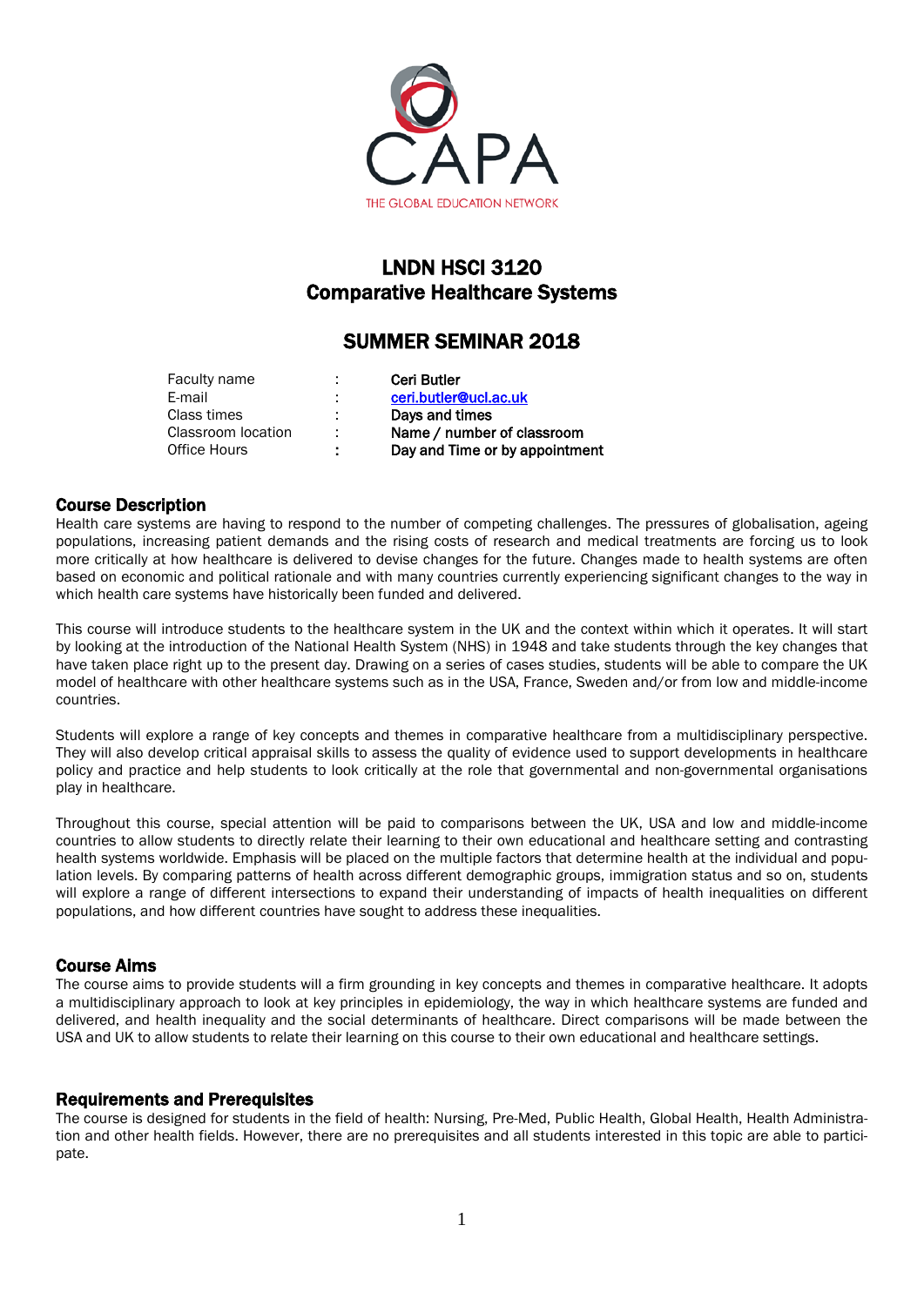# LNDN HSCI 3120
# Comparative Healthcare Systems

## SUMMER SEMINAR 2018

| | | |
|---|---|---|
| Faculty name | : | **Ceri Butler** |
| E-mail | : | **ceri.butler@ucl.ac.uk** |
| Class times | : | **Days and times** |
| Classroom location | : | **Name / number of classroom** |
| Office Hours | : | **Day and Time or by appointment** |

### Course Description

Health care systems are having to respond to the number of competing challenges. The pressures of globalisation, ageing populations, increasing patient demands and the rising costs of research and medical treatments are forcing us to look more critically at how healthcare is delivered to devise changes for the future. Changes made to health systems are often based on economic and political rationale and with many countries currently experiencing significant changes to the way in which health care systems have historically been funded and delivered.

This course will introduce students to the healthcare system in the UK and the context within which it operates. It will start by looking at the introduction of the National Health System (NHS) in 1948 and take students through the key changes that have taken place right up to the present day. Drawing on a series of cases studies, students will be able to compare the UK model of healthcare with other healthcare systems such as in the USA, France, Sweden and/or from low and middle-income countries.

Students will explore a range of key concepts and themes in comparative healthcare from a multidisciplinary perspective. They will also develop critical appraisal skills to assess the quality of evidence used to support developments in healthcare policy and practice and help students to look critically at the role that governmental and non-governmental organisations play in healthcare.

Throughout this course, special attention will be paid to comparisons between the UK, USA and low and middle-income countries to allow students to directly relate their learning to their own educational and healthcare setting and contrasting health systems worldwide. Emphasis will be placed on the multiple factors that determine health at the individual and population levels. By comparing patterns of health across different demographic groups, immigration status and so on, students will explore a range of different intersections to expand their understanding of impacts of health inequalities on different populations, and how different countries have sought to address these inequalities.

### Course Aims

The course aims to provide students will a firm grounding in key concepts and themes in comparative healthcare. It adopts a multidisciplinary approach to look at key principles in epidemiology, the way in which healthcare systems are funded and delivered, and health inequality and the social determinants of healthcare. Direct comparisons will be made between the USA and UK to allow students to relate their learning on this course to their own educational and healthcare settings.

### Requirements and Prerequisites

The course is designed for students in the field of health: Nursing, Pre-Med, Public Health, Global Health, Health Administration and other health fields. However, there are no prerequisites and all students interested in this topic are able to participate.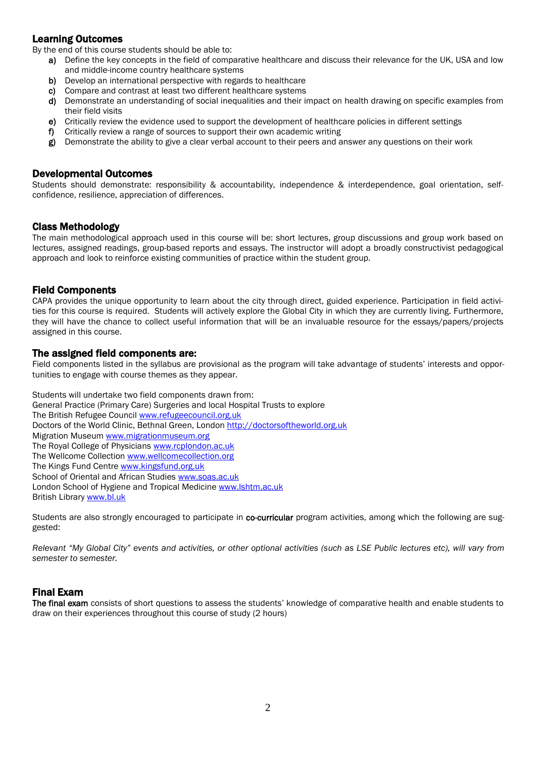## Learning Outcomes

By the end of this course students should be able to:

- **a)** Define the key concepts in the field of comparative healthcare and discuss their relevance for the UK, USA and low and middle-income country healthcare systems
- **b)** Develop an international perspective with regards to healthcare
- **c)** Compare and contrast at least two different healthcare systems
- **d)** Demonstrate an understanding of social inequalities and their impact on health drawing on specific examples from their field visits
- **e)** Critically review the evidence used to support the development of healthcare policies in different settings
- **f)** Critically review a range of sources to support their own academic writing
- **g)** Demonstrate the ability to give a clear verbal account to their peers and answer any questions on their work

## Developmental Outcomes

Students should demonstrate: responsibility & accountability, independence & interdependence, goal orientation, self-confidence, resilience, appreciation of differences.

## Class Methodology

The main methodological approach used in this course will be: short lectures, group discussions and group work based on lectures, assigned readings, group-based reports and essays. The instructor will adopt a broadly constructivist pedagogical approach and look to reinforce existing communities of practice within the student group.

## Field Components

CAPA provides the unique opportunity to learn about the city through direct, guided experience. Participation in field activities for this course is required. Students will actively explore the Global City in which they are currently living. Furthermore, they will have the chance to collect useful information that will be an invaluable resource for the essays/papers/projects assigned in this course.

## The assigned field components are:

Field components listed in the syllabus are provisional as the program will take advantage of students' interests and opportunities to engage with course themes as they appear.

Students will undertake two field components drawn from:
General Practice (Primary Care) Surgeries and local Hospital Trusts to explore
The British Refugee Council www.refugeecouncil.org.uk
Doctors of the World Clinic, Bethnal Green, London http://doctorsoftheworld.org.uk
Migration Museum www.migrationmuseum.org
The Royal College of Physicians www.rcplondon.ac.uk
The Wellcome Collection www.wellcomecollection.org
The Kings Fund Centre www.kingsfund.org.uk
School of Oriental and African Studies www.soas.ac.uk
London School of Hygiene and Tropical Medicine www.lshtm.ac.uk
British Library www.bl.uk

Students are also strongly encouraged to participate in **co-curricular** program activities, among which the following are suggested:

*Relevant "My Global City" events and activities, or other optional activities (such as LSE Public lectures etc), will vary from semester to semester.*

## Final Exam

**The final exam** consists of short questions to assess the students' knowledge of comparative health and enable students to draw on their experiences throughout this course of study (2 hours)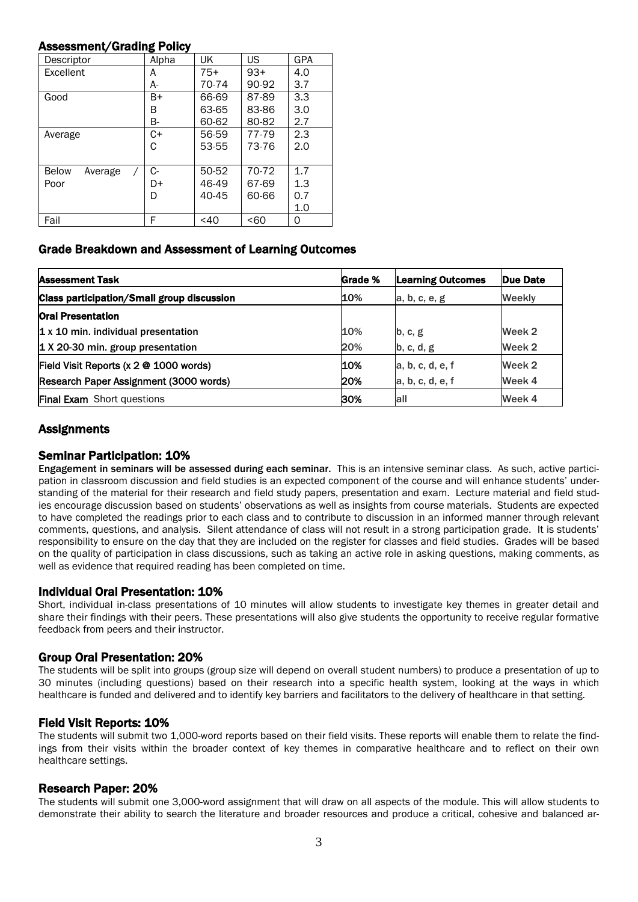## Assessment/Grading Policy

| Descriptor | Alpha | UK | US | GPA |
|---|---|---|---|---|
| Excellent | A | 75+ | 93+ | 4.0 |
| | A- | 70-74 | 90-92 | 3.7 |
| Good | B+ | 66-69 | 87-89 | 3.3 |
| | B | 63-65 | 83-86 | 3.0 |
| | B- | 60-62 | 80-82 | 2.7 |
| Average | C+ | 56-59 | 77-79 | 2.3 |
| | C | 53-55 | 73-76 | 2.0 |
| Below Average / Poor | C- | 50-52 | 70-72 | 1.7 |
| | D+ | 46-49 | 67-69 | 1.3 |
| | D | 40-45 | 60-66 | 0.7 |
| | | | | 1.0 |
| Fail | F | <40 | <60 | 0 |

## Grade Breakdown and Assessment of Learning Outcomes

| Assessment Task | Grade % | Learning Outcomes | Due Date |
|---|---|---|---|
| **Class participation/Small group discussion** | 10% | a, b, c, e, g | Weekly |
| **Oral Presentation** | | | |
| 1 x 10 min. individual presentation | 10% | b, c, g | Week 2 |
| 1 X 20-30 min. group presentation | 20% | b, c, d, g | Week 2 |
| Field Visit Reports (x 2 @ 1000 words) | 10% | a, b, c, d, e, f | Week 2 |
| Research Paper Assignment (3000 words) | 20% | a, b, c, d, e, f | Week 4 |
| **Final Exam** Short questions | 30% | all | Week 4 |

## Assignments

### Seminar Participation: 10%

**Engagement in seminars will be assessed during each seminar.** This is an intensive seminar class. As such, active participation in classroom discussion and field studies is an expected component of the course and will enhance students' understanding of the material for their research and field study papers, presentation and exam. Lecture material and field studies encourage discussion based on students' observations as well as insights from course materials. Students are expected to have completed the readings prior to each class and to contribute to discussion in an informed manner through relevant comments, questions, and analysis. Silent attendance of class will not result in a strong participation grade. It is students' responsibility to ensure on the day that they are included on the register for classes and field studies. Grades will be based on the quality of participation in class discussions, such as taking an active role in asking questions, making comments, as well as evidence that required reading has been completed on time.

### Individual Oral Presentation: 10%

Short, individual in-class presentations of 10 minutes will allow students to investigate key themes in greater detail and share their findings with their peers. These presentations will also give students the opportunity to receive regular formative feedback from peers and their instructor.

### Group Oral Presentation: 20%

The students will be split into groups (group size will depend on overall student numbers) to produce a presentation of up to 30 minutes (including questions) based on their research into a specific health system, looking at the ways in which healthcare is funded and delivered and to identify key barriers and facilitators to the delivery of healthcare in that setting.

### Field Visit Reports: 10%

The students will submit two 1,000-word reports based on their field visits. These reports will enable them to relate the findings from their visits within the broader context of key themes in comparative healthcare and to reflect on their own healthcare settings.

### Research Paper: 20%

The students will submit one 3,000-word assignment that will draw on all aspects of the module. This will allow students to demonstrate their ability to search the literature and broader resources and produce a critical, cohesive and balanced ar-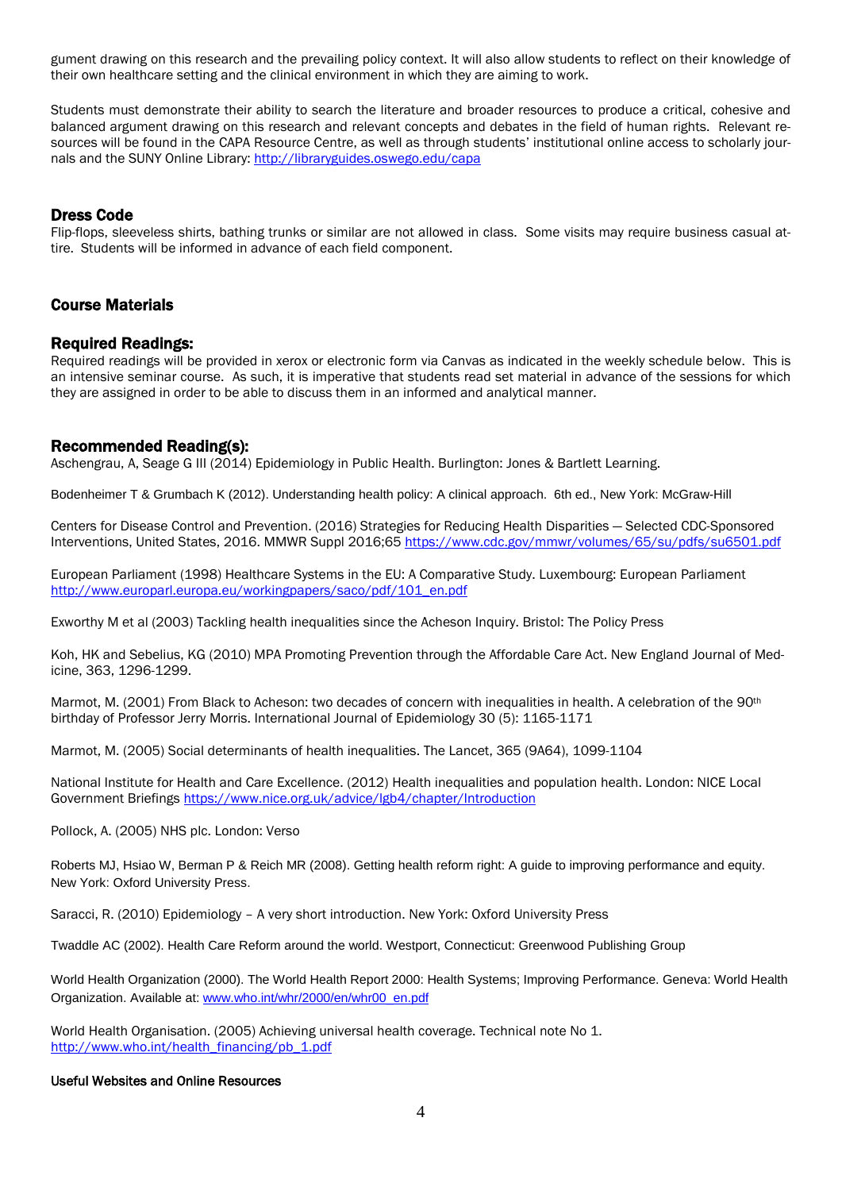gument drawing on this research and the prevailing policy context. It will also allow students to reflect on their knowledge of their own healthcare setting and the clinical environment in which they are aiming to work.

Students must demonstrate their ability to search the literature and broader resources to produce a critical, cohesive and balanced argument drawing on this research and relevant concepts and debates in the field of human rights. Relevant resources will be found in the CAPA Resource Centre, as well as through students' institutional online access to scholarly journals and the SUNY Online Library: http://libraryguides.oswego.edu/capa

### Dress Code

Flip-flops, sleeveless shirts, bathing trunks or similar are not allowed in class. Some visits may require business casual attire. Students will be informed in advance of each field component.

## Course Materials

### Required Readings:

Required readings will be provided in xerox or electronic form via Canvas as indicated in the weekly schedule below. This is an intensive seminar course. As such, it is imperative that students read set material in advance of the sessions for which they are assigned in order to be able to discuss them in an informed and analytical manner.

### Recommended Reading(s):

Aschengrau, A, Seage G III (2014) Epidemiology in Public Health. Burlington: Jones & Bartlett Learning.

Bodenheimer T & Grumbach K (2012). Understanding health policy: A clinical approach. 6th ed., New York: McGraw-Hill

Centers for Disease Control and Prevention. (2016) Strategies for Reducing Health Disparities — Selected CDC-Sponsored Interventions, United States, 2016. MMWR Suppl 2016;65 https://www.cdc.gov/mmwr/volumes/65/su/pdfs/su6501.pdf

European Parliament (1998) Healthcare Systems in the EU: A Comparative Study. Luxembourg: European Parliament http://www.europarl.europa.eu/workingpapers/saco/pdf/101_en.pdf

Exworthy M et al (2003) Tackling health inequalities since the Acheson Inquiry. Bristol: The Policy Press

Koh, HK and Sebelius, KG (2010) MPA Promoting Prevention through the Affordable Care Act. New England Journal of Medicine, 363, 1296-1299.

Marmot, M. (2001) From Black to Acheson: two decades of concern with inequalities in health. A celebration of the 90th birthday of Professor Jerry Morris. International Journal of Epidemiology 30 (5): 1165-1171

Marmot, M. (2005) Social determinants of health inequalities. The Lancet, 365 (9A64), 1099-1104

National Institute for Health and Care Excellence. (2012) Health inequalities and population health. London: NICE Local Government Briefings https://www.nice.org.uk/advice/lgb4/chapter/Introduction

Pollock, A. (2005) NHS plc. London: Verso

Roberts MJ, Hsiao W, Berman P & Reich MR (2008). Getting health reform right: A guide to improving performance and equity. New York: Oxford University Press.

Saracci, R. (2010) Epidemiology – A very short introduction. New York: Oxford University Press

Twaddle AC (2002). Health Care Reform around the world. Westport, Connecticut: Greenwood Publishing Group

World Health Organization (2000). The World Health Report 2000: Health Systems; Improving Performance. Geneva: World Health Organization. Available at: www.who.int/whr/2000/en/whr00_en.pdf

World Health Organisation. (2005) Achieving universal health coverage. Technical note No 1. http://www.who.int/health_financing/pb_1.pdf

**Useful Websites and Online Resources**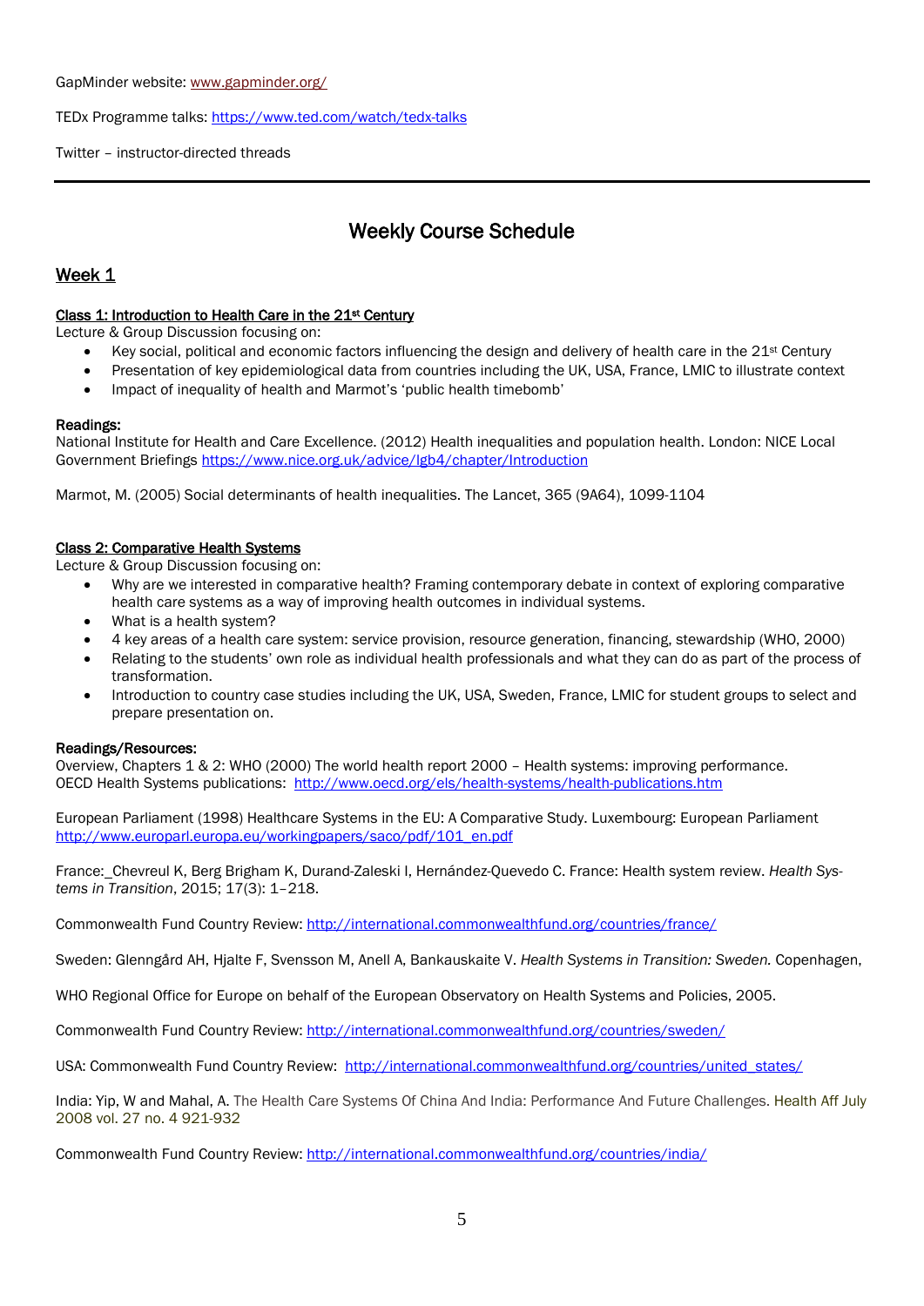GapMinder website: www.gapminder.org/

TEDx Programme talks: https://www.ted.com/watch/tedx-talks

Twitter – instructor-directed threads

---

## Weekly Course Schedule

### Week 1

**Class 1: Introduction to Health Care in the 21st Century**
Lecture & Group Discussion focusing on:

- Key social, political and economic factors influencing the design and delivery of health care in the 21st Century
- Presentation of key epidemiological data from countries including the UK, USA, France, LMIC to illustrate context
- Impact of inequality of health and Marmot's 'public health timebomb'

**Readings:**
National Institute for Health and Care Excellence. (2012) Health inequalities and population health. London: NICE Local Government Briefings https://www.nice.org.uk/advice/lgb4/chapter/Introduction

Marmot, M. (2005) Social determinants of health inequalities. The Lancet, 365 (9A64), 1099-1104

**Class 2: Comparative Health Systems**
Lecture & Group Discussion focusing on:

- Why are we interested in comparative health? Framing contemporary debate in context of exploring comparative health care systems as a way of improving health outcomes in individual systems.
- What is a health system?
- 4 key areas of a health care system: service provision, resource generation, financing, stewardship (WHO, 2000)
- Relating to the students' own role as individual health professionals and what they can do as part of the process of transformation.
- Introduction to country case studies including the UK, USA, Sweden, France, LMIC for student groups to select and prepare presentation on.

**Readings/Resources:**
Overview, Chapters 1 & 2: WHO (2000) The world health report 2000 – Health systems: improving performance.
OECD Health Systems publications: http://www.oecd.org/els/health-systems/health-publications.htm

European Parliament (1998) Healthcare Systems in the EU: A Comparative Study. Luxembourg: European Parliament http://www.europarl.europa.eu/workingpapers/saco/pdf/101_en.pdf

France: Chevreul K, Berg Brigham K, Durand-Zaleski I, Hernández-Quevedo C. France: Health system review. *Health Systems in Transition*, 2015; 17(3): 1–218.

Commonwealth Fund Country Review: http://international.commonwealthfund.org/countries/france/

Sweden: Glenngård AH, Hjalte F, Svensson M, Anell A, Bankauskaite V. *Health Systems in Transition: Sweden.* Copenhagen,

WHO Regional Office for Europe on behalf of the European Observatory on Health Systems and Policies, 2005.

Commonwealth Fund Country Review: http://international.commonwealthfund.org/countries/sweden/

USA: Commonwealth Fund Country Review: http://international.commonwealthfund.org/countries/united_states/

India: Yip, W and Mahal, A. The Health Care Systems Of China And India: Performance And Future Challenges. Health Aff July 2008 vol. 27 no. 4 921-932

Commonwealth Fund Country Review: http://international.commonwealthfund.org/countries/india/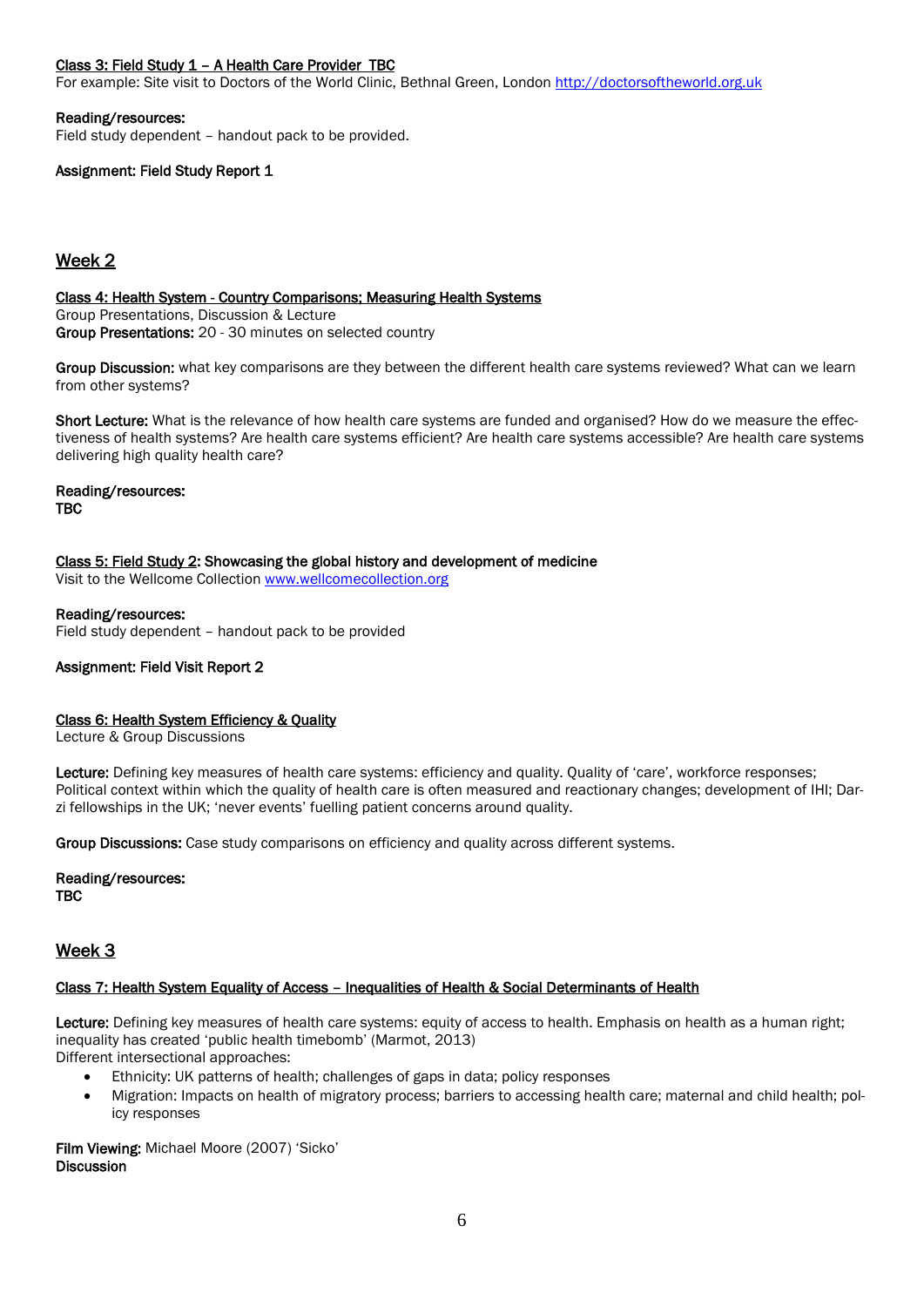<u>Class 3: Field Study 1 – A Health Care Provider  TBC</u>
For example: Site visit to Doctors of the World Clinic, Bethnal Green, London http://doctorsoftheworld.org.uk

**Reading/resources:**
Field study dependent – handout pack to be provided.

**Assignment: Field Study Report 1**

## Week 2

**<u>Class 4: Health System - Country Comparisons; Measuring Health Systems</u>**
Group Presentations, Discussion & Lecture
**Group Presentations:** 20 - 30 minutes on selected country

**Group Discussion:** what key comparisons are they between the different health care systems reviewed? What can we learn from other systems?

**Short Lecture:** What is the relevance of how health care systems are funded and organised? How do we measure the effectiveness of health systems? Are health care systems efficient? Are health care systems accessible? Are health care systems delivering high quality health care?

**Reading/resources:**
**TBC**

**<u>Class 5: Field Study 2</u>: Showcasing the global history and development of medicine**
Visit to the Wellcome Collection www.wellcomecollection.org

**Reading/resources:**
Field study dependent – handout pack to be provided

**Assignment: Field Visit Report 2**

**<u>Class 6: Health System Efficiency & Quality</u>**
Lecture & Group Discussions

**Lecture:** Defining key measures of health care systems: efficiency and quality. Quality of 'care', workforce responses; Political context within which the quality of health care is often measured and reactionary changes; development of IHI; Darzi fellowships in the UK; 'never events' fuelling patient concerns around quality.

**Group Discussions:** Case study comparisons on efficiency and quality across different systems.

**Reading/resources:**
**TBC**

## Week 3

**<u>Class 7: Health System Equality of Access – Inequalities of Health & Social Determinants of Health</u>**

**Lecture:** Defining key measures of health care systems: equity of access to health. Emphasis on health as a human right; inequality has created 'public health timebomb' (Marmot, 2013)
Different intersectional approaches:

- Ethnicity: UK patterns of health; challenges of gaps in data; policy responses
- Migration: Impacts on health of migratory process; barriers to accessing health care; maternal and child health; policy responses

**Film Viewing:** Michael Moore (2007) 'Sicko'
**Discussion**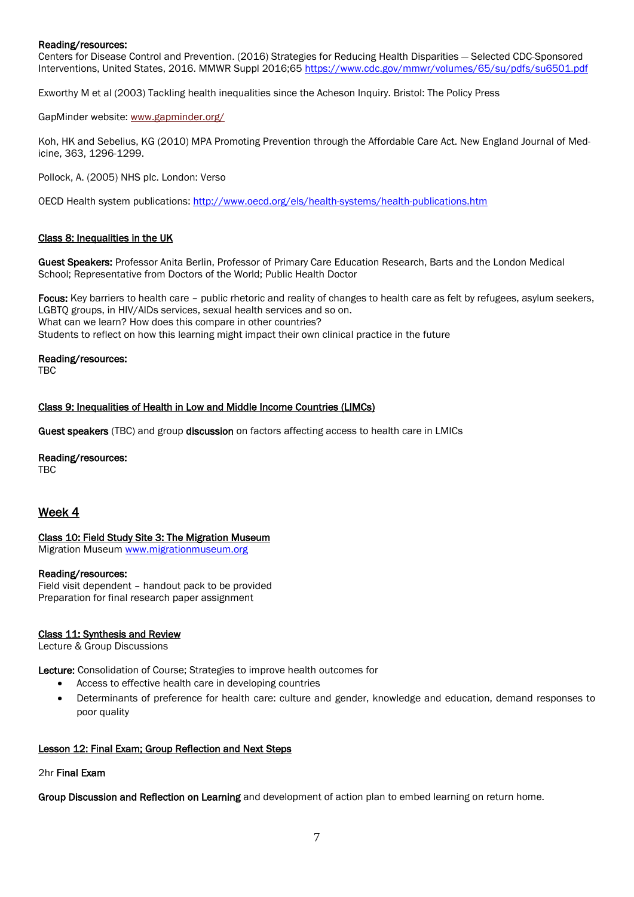**Reading/resources:**
Centers for Disease Control and Prevention. (2016) Strategies for Reducing Health Disparities — Selected CDC-Sponsored Interventions, United States, 2016. MMWR Suppl 2016;65 https://www.cdc.gov/mmwr/volumes/65/su/pdfs/su6501.pdf

Exworthy M et al (2003) Tackling health inequalities since the Acheson Inquiry. Bristol: The Policy Press

GapMinder website: www.gapminder.org/

Koh, HK and Sebelius, KG (2010) MPA Promoting Prevention through the Affordable Care Act. New England Journal of Medicine, 363, 1296-1299.

Pollock, A. (2005) NHS plc. London: Verso

OECD Health system publications: http://www.oecd.org/els/health-systems/health-publications.htm

### Class 8: Inequalities in the UK

**Guest Speakers:** Professor Anita Berlin, Professor of Primary Care Education Research, Barts and the London Medical School; Representative from Doctors of the World; Public Health Doctor

**Focus:** Key barriers to health care – public rhetoric and reality of changes to health care as felt by refugees, asylum seekers, LGBTQ groups, in HIV/AIDs services, sexual health services and so on.
What can we learn? How does this compare in other countries?
Students to reflect on how this learning might impact their own clinical practice in the future

**Reading/resources:**
TBC

### Class 9: Inequalities of Health in Low and Middle Income Countries (LIMCs)

**Guest speakers** (TBC) and group **discussion** on factors affecting access to health care in LMICs

**Reading/resources:**
TBC

## Week 4

### Class 10: Field Study Site 3: The Migration Museum

Migration Museum www.migrationmuseum.org

**Reading/resources:**
Field visit dependent – handout pack to be provided
Preparation for final research paper assignment

### Class 11: Synthesis and Review

Lecture & Group Discussions

**Lecture:** Consolidation of Course; Strategies to improve health outcomes for

- Access to effective health care in developing countries
- Determinants of preference for health care: culture and gender, knowledge and education, demand responses to poor quality

### Lesson 12: Final Exam; Group Reflection and Next Steps

2hr **Final Exam**

**Group Discussion and Reflection on Learning** and development of action plan to embed learning on return home.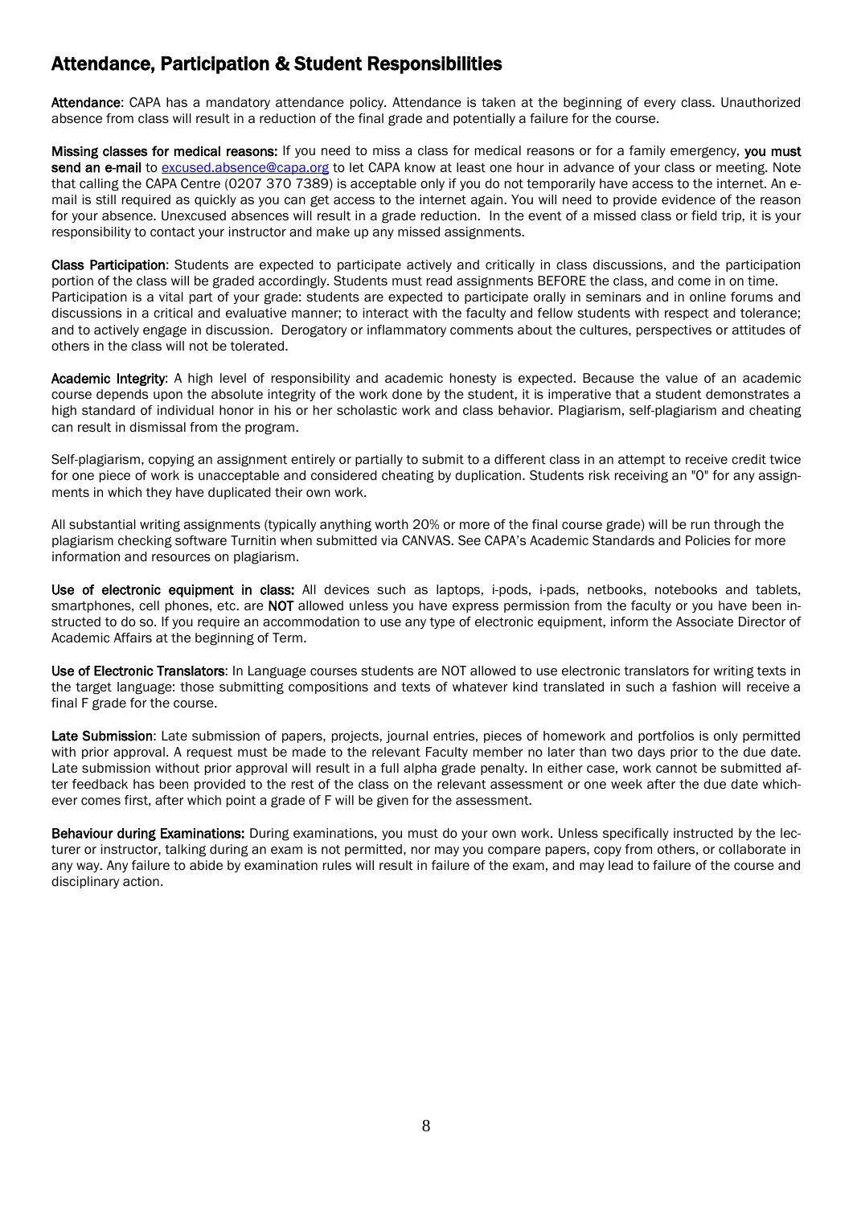## Attendance, Participation & Student Responsibilities

**Attendance**: CAPA has a mandatory attendance policy. Attendance is taken at the beginning of every class. Unauthorized absence from class will result in a reduction of the final grade and potentially a failure for the course.

**Missing classes for medical reasons:** If you need to miss a class for medical reasons or for a family emergency, **you must send an e-mail** to [excused.absence@capa.org](mailto:excused.absence@capa.org) to let CAPA know at least one hour in advance of your class or meeting. Note that calling the CAPA Centre (0207 370 7389) is acceptable only if you do not temporarily have access to the internet. An e-mail is still required as quickly as you can get access to the internet again. You will need to provide evidence of the reason for your absence. Unexcused absences will result in a grade reduction. In the event of a missed class or field trip, it is your responsibility to contact your instructor and make up any missed assignments.

**Class Participation**: Students are expected to participate actively and critically in class discussions, and the participation portion of the class will be graded accordingly. Students must read assignments BEFORE the class, and come in on time. Participation is a vital part of your grade: students are expected to participate orally in seminars and in online forums and discussions in a critical and evaluative manner; to interact with the faculty and fellow students with respect and tolerance; and to actively engage in discussion. Derogatory or inflammatory comments about the cultures, perspectives or attitudes of others in the class will not be tolerated.

**Academic Integrity**: A high level of responsibility and academic honesty is expected. Because the value of an academic course depends upon the absolute integrity of the work done by the student, it is imperative that a student demonstrates a high standard of individual honor in his or her scholastic work and class behavior. Plagiarism, self-plagiarism and cheating can result in dismissal from the program.

Self-plagiarism, copying an assignment entirely or partially to submit to a different class in an attempt to receive credit twice for one piece of work is unacceptable and considered cheating by duplication. Students risk receiving an "0" for any assignments in which they have duplicated their own work.

All substantial writing assignments (typically anything worth 20% or more of the final course grade) will be run through the plagiarism checking software Turnitin when submitted via CANVAS. See CAPA's Academic Standards and Policies for more information and resources on plagiarism.

**Use of electronic equipment in class:** All devices such as laptops, i-pods, i-pads, netbooks, notebooks and tablets, smartphones, cell phones, etc. are **NOT** allowed unless you have express permission from the faculty or you have been instructed to do so. If you require an accommodation to use any type of electronic equipment, inform the Associate Director of Academic Affairs at the beginning of Term.

**Use of Electronic Translators**: In Language courses students are NOT allowed to use electronic translators for writing texts in the target language: those submitting compositions and texts of whatever kind translated in such a fashion will receive a final F grade for the course.

**Late Submission**: Late submission of papers, projects, journal entries, pieces of homework and portfolios is only permitted with prior approval. A request must be made to the relevant Faculty member no later than two days prior to the due date. Late submission without prior approval will result in a full alpha grade penalty. In either case, work cannot be submitted after feedback has been provided to the rest of the class on the relevant assessment or one week after the due date whichever comes first, after which point a grade of F will be given for the assessment.

**Behaviour during Examinations:** During examinations, you must do your own work. Unless specifically instructed by the lecturer or instructor, talking during an exam is not permitted, nor may you compare papers, copy from others, or collaborate in any way. Any failure to abide by examination rules will result in failure of the exam, and may lead to failure of the course and disciplinary action.